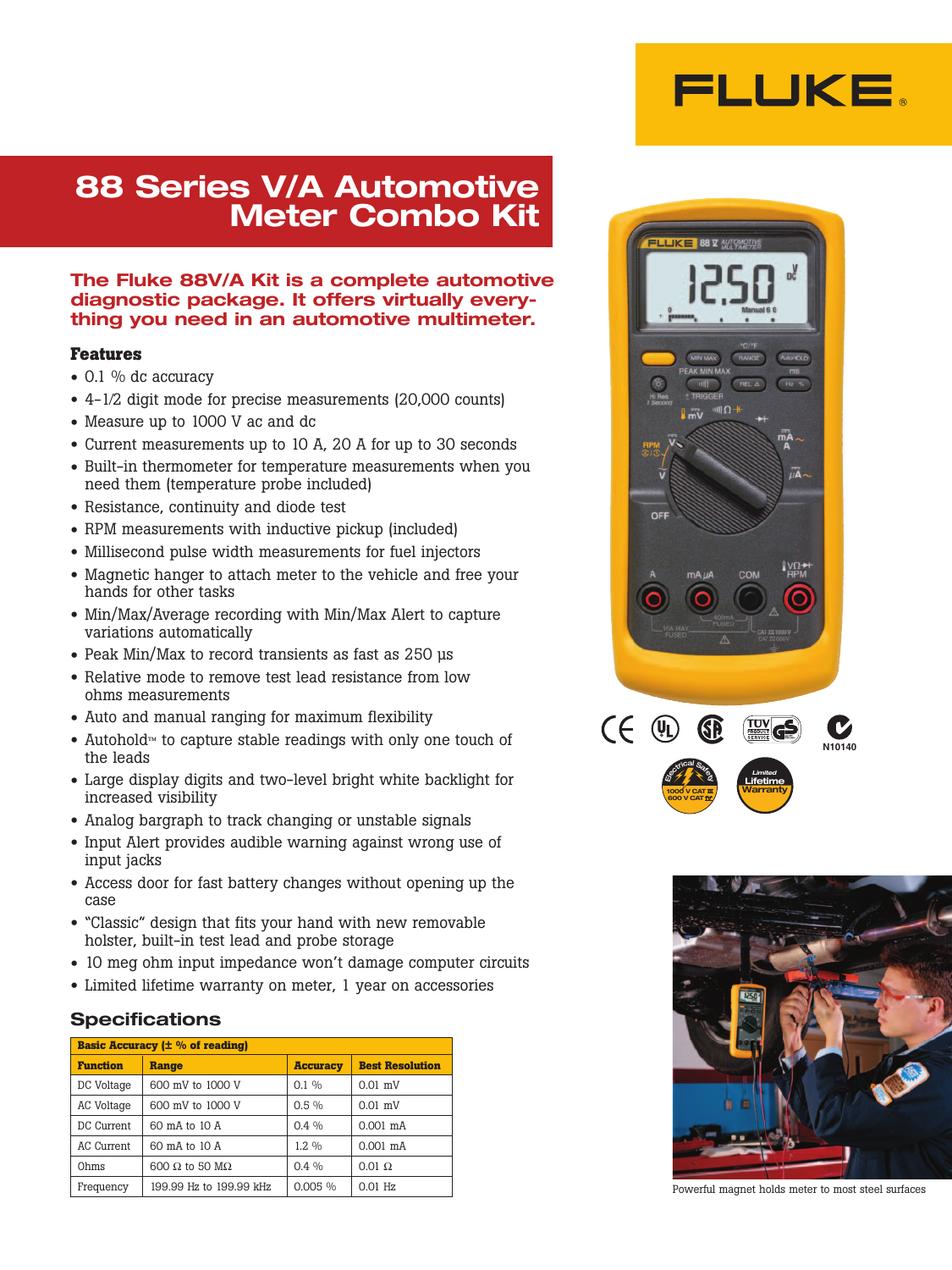# 88 Series V/A Automotive Meter Combo Kit

**The Fluke 88V/A Kit is a complete automotive diagnostic package. It offers virtually everything you need in an automotive multimeter.**

### Features

- 0.1 % dc accuracy
- 4-1/2 digit mode for precise measurements (20,000 counts)
- Measure up to 1000 V ac and dc
- Current measurements up to 10 A, 20 A for up to 30 seconds
- Built-in thermometer for temperature measurements when you need them (temperature probe included)
- Resistance, continuity and diode test
- RPM measurements with inductive pickup (included)
- Millisecond pulse width measurements for fuel injectors
- Magnetic hanger to attach meter to the vehicle and free your hands for other tasks
- Min/Max/Average recording with Min/Max Alert to capture variations automatically
- Peak Min/Max to record transients as fast as 250 µs
- Relative mode to remove test lead resistance from low ohms measurements
- Auto and manual ranging for maximum flexibility
- Autohold™ to capture stable readings with only one touch of the leads
- Large display digits and two-level bright white backlight for increased visibility
- Analog bargraph to track changing or unstable signals
- Input Alert provides audible warning against wrong use of input jacks
- Access door for fast battery changes without opening up the case
- "Classic" design that fits your hand with new removable holster, built-in test lead and probe storage
- 10 meg ohm input impedance won't damage computer circuits
- Limited lifetime warranty on meter, 1 year on accessories

## Specifications

| Basic Accuracy (± % of reading) | | | |
|---|---|---|---|
| **Function** | **Range** | **Accuracy** | **Best Resolution** |
| DC Voltage | 600 mV to 1000 V | 0.1 % | 0.01 mV |
| AC Voltage | 600 mV to 1000 V | 0.5 % | 0.01 mV |
| DC Current | 60 mA to 10 A | 0.4 % | 0.001 mA |
| AC Current | 60 mA to 10 A | 1.2 % | 0.001 mA |
| Ohms | 600 Ω to 50 MΩ | 0.4 % | 0.01 Ω |
| Frequency | 199.99 Hz to 199.99 kHz | 0.005 % | 0.01 Hz |

N10140

Electrical Safety 1000 V CAT III 600 V CAT IV

Limited Lifetime Warranty

Powerful magnet holds meter to most steel surfaces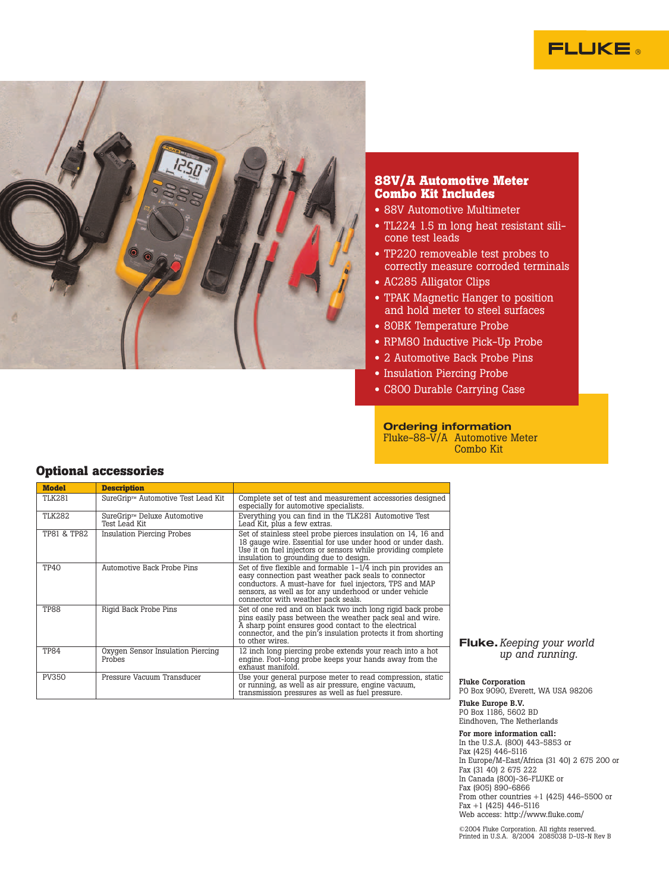## 88V/A Automotive Meter Combo Kit Includes

- 88V Automotive Multimeter
- TL224 1.5 m long heat resistant silicone test leads
- TP220 removeable test probes to correctly measure corroded terminals
- AC285 Alligator Clips
- TPAK Magnetic Hanger to position and hold meter to steel surfaces
- 80BK Temperature Probe
- RPM80 Inductive Pick-Up Probe
- 2 Automotive Back Probe Pins
- Insulation Piercing Probe
- C800 Durable Carrying Case

### Ordering information

Fluke-88-V/A Automotive Meter Combo Kit

## Optional accessories

| Model | Description | |
|---|---|---|
| TLK281 | SureGrip™ Automotive Test Lead Kit | Complete set of test and measurement accessories designed especially for automotive specialists. |
| TLK282 | SureGrip™ Deluxe Automotive Test Lead Kit | Everything you can find in the TLK281 Automotive Test Lead Kit, plus a few extras. |
| TP81 & TP82 | Insulation Piercing Probes | Set of stainless steel probe pierces insulation on 14, 16 and 18 gauge wire. Essential for use under hood or under dash. Use it on fuel injectors or sensors while providing complete insulation to grounding due to design. |
| TP40 | Automotive Back Probe Pins | Set of five flexible and formable 1-1/4 inch pin provides an easy connection past weather pack seals to connector conductors. A must-have for fuel injectors, TPS and MAP sensors, as well as for any underhood or under vehicle connector with weather pack seals. |
| TP88 | Rigid Back Probe Pins | Set of one red and on black two inch long rigid back probe pins easily pass between the weather pack seal and wire. A sharp point ensures good contact to the electrical connector, and the pin's insulation protects it from shorting to other wires. |
| TP84 | Oxygen Sensor Insulation Piercing Probes | 12 inch long piercing probe extends your reach into a hot engine. Foot-long probe keeps your hands away from the exhaust manifold. |
| PV350 | Pressure Vacuum Transducer | Use your general purpose meter to read compression, static or running, as well as air pressure, engine vacuum, transmission pressures as well as fuel pressure. |

**Fluke.** *Keeping your world up and running.*

**Fluke Corporation**
PO Box 9090, Everett, WA USA 98206

**Fluke Europe B.V.**
PO Box 1186, 5602 BD
Eindhoven, The Netherlands

**For more information call:**
In the U.S.A. (800) 443-5853 or
Fax (425) 446-5116
In Europe/M-East/Africa (31 40) 2 675 200 or
Fax (31 40) 2 675 222
In Canada (800)-36-FLUKE or
Fax (905) 890-6866
From other countries +1 (425) 446-5500 or
Fax +1 (425) 446-5116
Web access: http://www.fluke.com/

©2004 Fluke Corporation. All rights reserved.
Printed in U.S.A. 8/2004 2085038 D-US-N Rev B